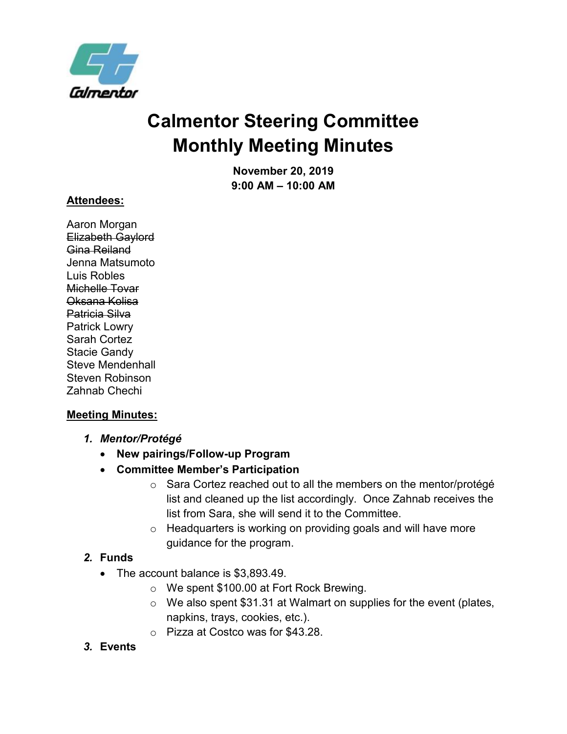# Calmentor Steering Committee
# Monthly Meeting Minutes

**November 20, 2019**
**9:00 AM – 10:00 AM**

**Attendees:**

Aaron Morgan
~~Elizabeth Gaylord~~
~~Gina Reiland~~
Jenna Matsumoto
Luis Robles
~~Michelle Tovar~~
~~Oksana Kolisa~~
~~Patricia Silva~~
Patrick Lowry
Sarah Cortez
Stacie Gandy
Steve Mendenhall
Steven Robinson
Zahnab Chechi

**Meeting Minutes:**

1. ***Mentor/Protégé***
   - **New pairings/Follow-up Program**
   - **Committee Member's Participation**
     - Sara Cortez reached out to all the members on the mentor/protégé list and cleaned up the list accordingly. Once Zahnab receives the list from Sara, she will send it to the Committee.
     - Headquarters is working on providing goals and will have more guidance for the program.
2. ***Funds***
   - The account balance is $3,893.49.
     - We spent $100.00 at Fort Rock Brewing.
     - We also spent $31.31 at Walmart on supplies for the event (plates, napkins, trays, cookies, etc.).
     - Pizza at Costco was for $43.28.
3. ***Events***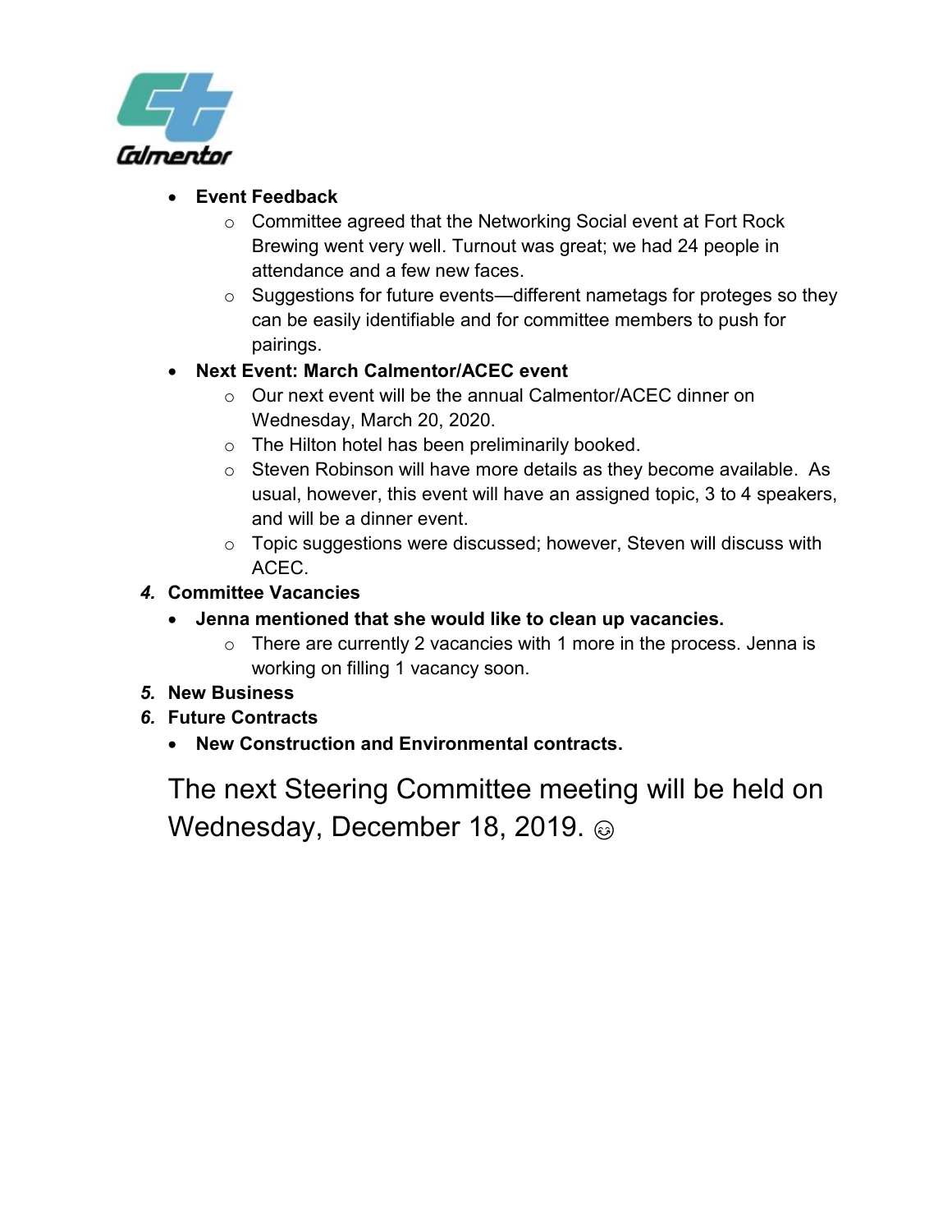- **Event Feedback**
  - Committee agreed that the Networking Social event at Fort Rock Brewing went very well. Turnout was great; we had 24 people in attendance and a few new faces.
  - Suggestions for future events—different nametags for proteges so they can be easily identifiable and for committee members to push for pairings.
- **Next Event: March Calmentor/ACEC event**
  - Our next event will be the annual Calmentor/ACEC dinner on Wednesday, March 20, 2020.
  - The Hilton hotel has been preliminarily booked.
  - Steven Robinson will have more details as they become available. As usual, however, this event will have an assigned topic, 3 to 4 speakers, and will be a dinner event.
  - Topic suggestions were discussed; however, Steven will discuss with ACEC.

4. **Committee Vacancies**
   - **Jenna mentioned that she would like to clean up vacancies.**
     - There are currently 2 vacancies with 1 more in the process. Jenna is working on filling 1 vacancy soon.
5. **New Business**
6. **Future Contracts**
   - **New Construction and Environmental contracts.**

The next Steering Committee meeting will be held on Wednesday, December 18, 2019. ☺